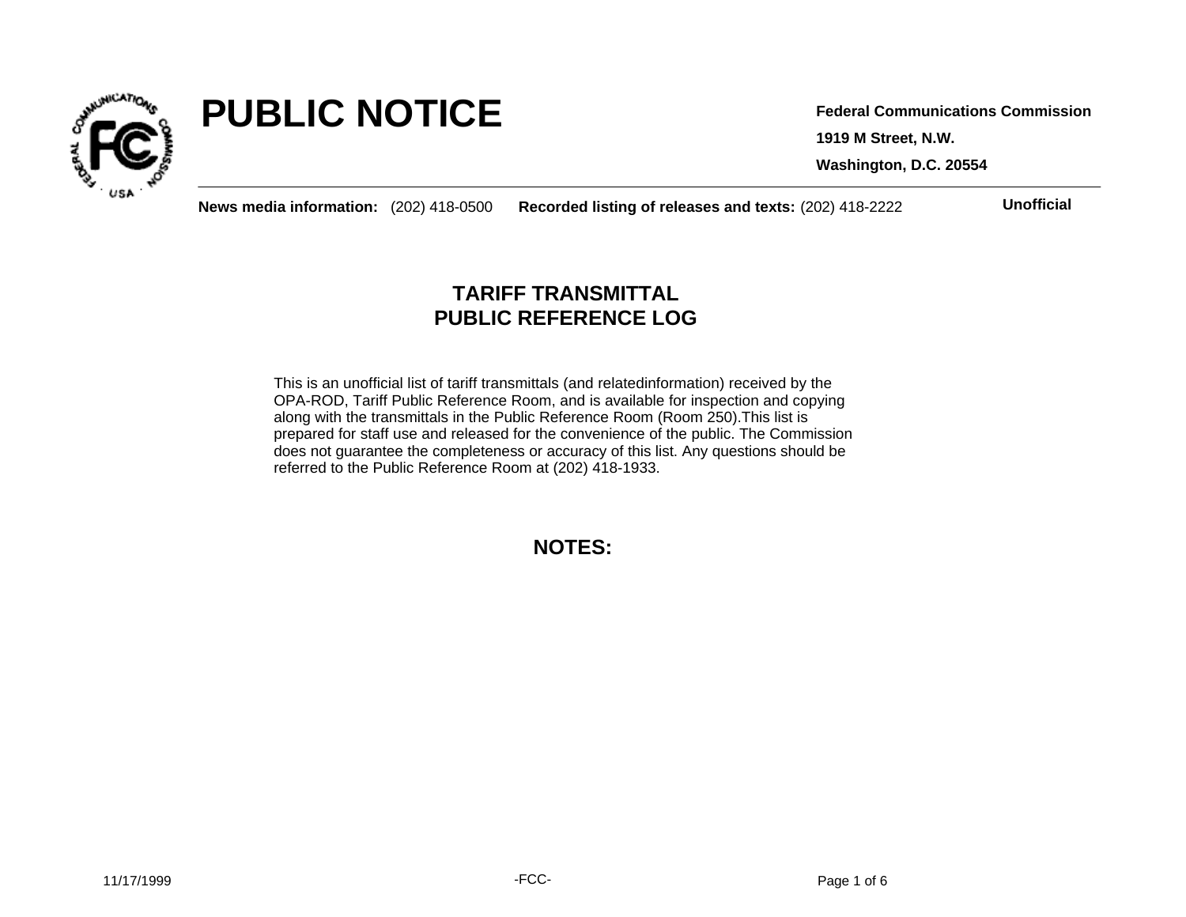# PUBLIC NOTICE

**Federal Communications Commission**

**1919 M Street, N.W.**

**Washington, D.C. 20554**

**News media information:** (202) 418-0500 **Recorded listing of releases and texts:** (202) 418-2222

**Unofficial**

## TARIFF TRANSMITTAL
## PUBLIC REFERENCE LOG

This is an unofficial list of tariff transmittals (and relatedinformation) received by the OPA-ROD, Tariff Public Reference Room, and is available for inspection and copying along with the transmittals in the Public Reference Room (Room 250).This list is prepared for staff use and released for the convenience of the public. The Commission does not guarantee the completeness or accuracy of this list. Any questions should be referred to the Public Reference Room at (202) 418-1933.

## NOTES:

11/17/1999

-FCC-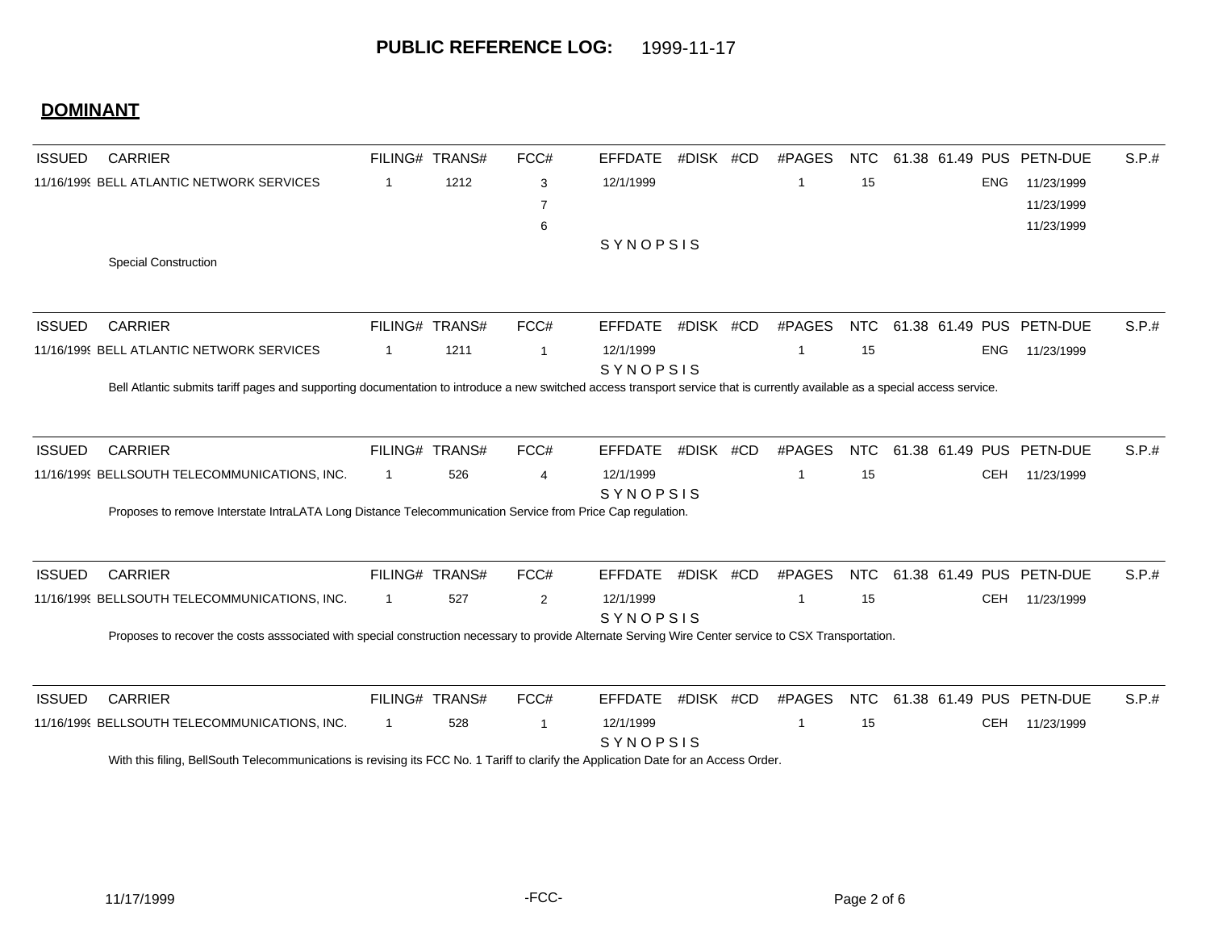# PUBLIC REFERENCE LOG: 1999-11-17

## DOMINANT

| ISSUED | CARRIER | FILING# | TRANS# | FCC# | EFFDATE | #DISK | #CD | #PAGES | NTC | 61.38 | 61.49 | PUS | PETN-DUE | S.P.# |
|---|---|---|---|---|---|---|---|---|---|---|---|---|---|---|
| 11/16/1999 | BELL ATLANTIC NETWORK SERVICES | 1 | 1212 | 3 | 12/1/1999 | | | 1 | 15 | | | ENG | 11/23/1999 | |
| | | | | 7 | | | | | | | | | 11/23/1999 | |
| | | | | 6 | | | | | | | | | 11/23/1999 | |

SYNOPSIS

Special Construction

| ISSUED | CARRIER | FILING# | TRANS# | FCC# | EFFDATE | #DISK | #CD | #PAGES | NTC | 61.38 | 61.49 | PUS | PETN-DUE | S.P.# |
|---|---|---|---|---|---|---|---|---|---|---|---|---|---|---|
| 11/16/1999 | BELL ATLANTIC NETWORK SERVICES | 1 | 1211 | 1 | 12/1/1999 | | | 1 | 15 | | | ENG | 11/23/1999 | |

SYNOPSIS

Bell Atlantic submits tariff pages and supporting documentation to introduce a new switched access transport service that is currently available as a special access service.

| ISSUED | CARRIER | FILING# | TRANS# | FCC# | EFFDATE | #DISK | #CD | #PAGES | NTC | 61.38 | 61.49 | PUS | PETN-DUE | S.P.# |
|---|---|---|---|---|---|---|---|---|---|---|---|---|---|---|
| 11/16/1999 | BELLSOUTH TELECOMMUNICATIONS, INC. | 1 | 526 | 4 | 12/1/1999 | | | 1 | 15 | | | CEH | 11/23/1999 | |

SYNOPSIS

Proposes to remove Interstate IntraLATA Long Distance Telecommunication Service from Price Cap regulation.

| ISSUED | CARRIER | FILING# | TRANS# | FCC# | EFFDATE | #DISK | #CD | #PAGES | NTC | 61.38 | 61.49 | PUS | PETN-DUE | S.P.# |
|---|---|---|---|---|---|---|---|---|---|---|---|---|---|---|
| 11/16/1999 | BELLSOUTH TELECOMMUNICATIONS, INC. | 1 | 527 | 2 | 12/1/1999 | | | 1 | 15 | | | CEH | 11/23/1999 | |

SYNOPSIS

Proposes to recover the costs asssociated with special construction necessary to provide Alternate Serving Wire Center service to CSX Transportation.

| ISSUED | CARRIER | FILING# | TRANS# | FCC# | EFFDATE | #DISK | #CD | #PAGES | NTC | 61.38 | 61.49 | PUS | PETN-DUE | S.P.# |
|---|---|---|---|---|---|---|---|---|---|---|---|---|---|---|
| 11/16/1999 | BELLSOUTH TELECOMMUNICATIONS, INC. | 1 | 528 | 1 | 12/1/1999 | | | 1 | 15 | | | CEH | 11/23/1999 | |

SYNOPSIS

With this filing, BellSouth Telecommunications is revising its FCC No. 1 Tariff to clarify the Application Date for an Access Order.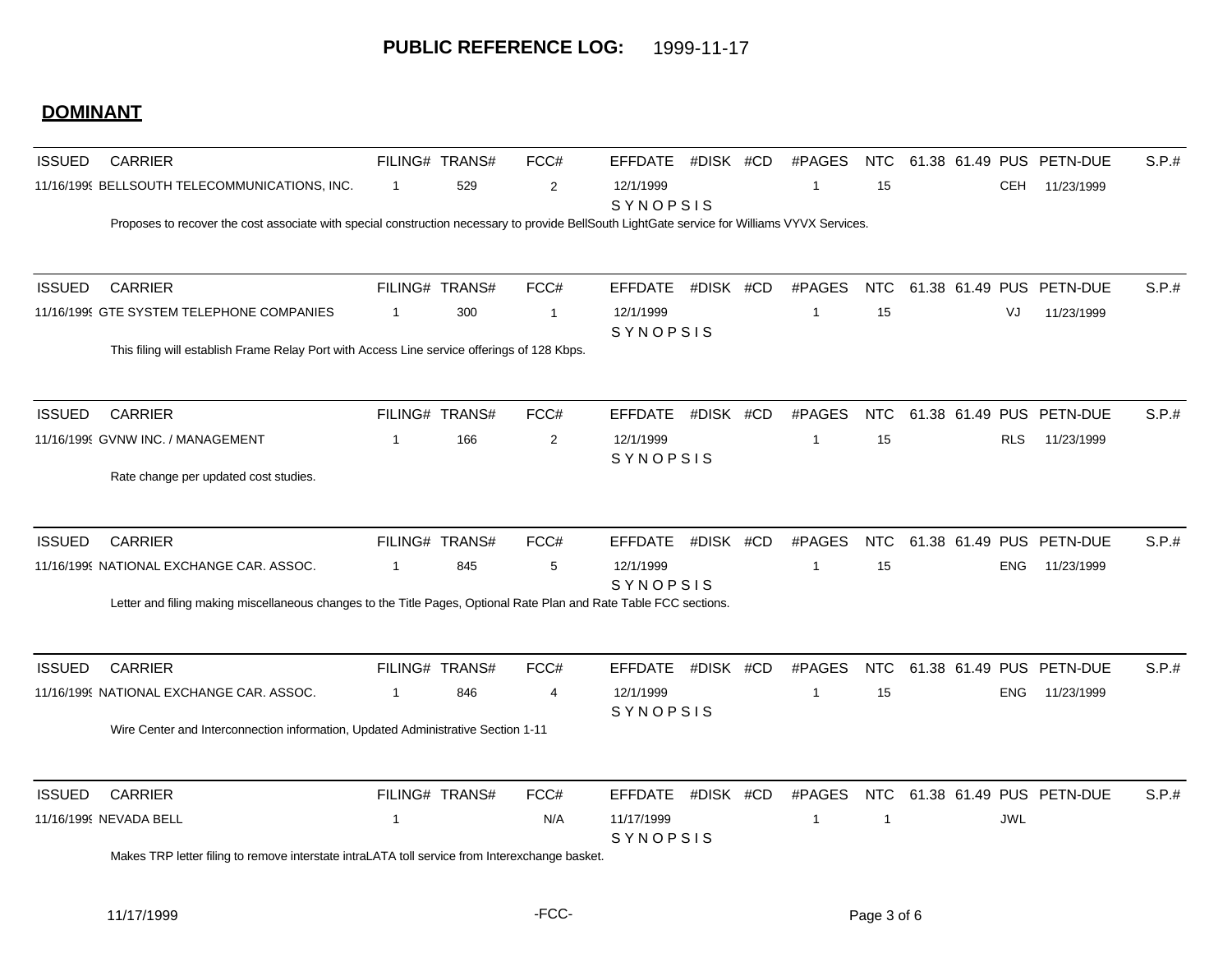**PUBLIC REFERENCE LOG:** 1999-11-17

## DOMINANT

| ISSUED | CARRIER | FILING# | TRANS# | FCC# | EFFDATE | #DISK | #CD | #PAGES | NTC | 61.38 | 61.49 | PUS | PETN-DUE | S.P.# |
|---|---|---|---|---|---|---|---|---|---|---|---|---|---|---|
| 11/16/1999 | BELLSOUTH TELECOMMUNICATIONS, INC. | 1 | 529 | 2 | 12/1/1999 | | | 1 | 15 | | | CEH | 11/23/1999 | |

SYNOPSIS

Proposes to recover the cost associate with special construction necessary to provide BellSouth LightGate service for Williams VYVX Services.

| ISSUED | CARRIER | FILING# | TRANS# | FCC# | EFFDATE | #DISK | #CD | #PAGES | NTC | 61.38 | 61.49 | PUS | PETN-DUE | S.P.# |
|---|---|---|---|---|---|---|---|---|---|---|---|---|---|---|
| 11/16/1999 | GTE SYSTEM TELEPHONE COMPANIES | 1 | 300 | 1 | 12/1/1999 | | | 1 | 15 | | | VJ | 11/23/1999 | |

SYNOPSIS

This filing will establish Frame Relay Port with Access Line service offerings of 128 Kbps.

| ISSUED | CARRIER | FILING# | TRANS# | FCC# | EFFDATE | #DISK | #CD | #PAGES | NTC | 61.38 | 61.49 | PUS | PETN-DUE | S.P.# |
|---|---|---|---|---|---|---|---|---|---|---|---|---|---|---|
| 11/16/1999 | GVNW INC. / MANAGEMENT | 1 | 166 | 2 | 12/1/1999 | | | 1 | 15 | | | RLS | 11/23/1999 | |

SYNOPSIS

Rate change per updated cost studies.

| ISSUED | CARRIER | FILING# | TRANS# | FCC# | EFFDATE | #DISK | #CD | #PAGES | NTC | 61.38 | 61.49 | PUS | PETN-DUE | S.P.# |
|---|---|---|---|---|---|---|---|---|---|---|---|---|---|---|
| 11/16/1999 | NATIONAL EXCHANGE CAR. ASSOC. | 1 | 845 | 5 | 12/1/1999 | | | 1 | 15 | | | ENG | 11/23/1999 | |

SYNOPSIS

Letter and filing making miscellaneous changes to the Title Pages, Optional Rate Plan and Rate Table FCC sections.

| ISSUED | CARRIER | FILING# | TRANS# | FCC# | EFFDATE | #DISK | #CD | #PAGES | NTC | 61.38 | 61.49 | PUS | PETN-DUE | S.P.# |
|---|---|---|---|---|---|---|---|---|---|---|---|---|---|---|
| 11/16/1999 | NATIONAL EXCHANGE CAR. ASSOC. | 1 | 846 | 4 | 12/1/1999 | | | 1 | 15 | | | ENG | 11/23/1999 | |

SYNOPSIS

Wire Center and Interconnection information, Updated Administrative Section 1-11

| ISSUED | CARRIER | FILING# | TRANS# | FCC# | EFFDATE | #DISK | #CD | #PAGES | NTC | 61.38 | 61.49 | PUS | PETN-DUE | S.P.# |
|---|---|---|---|---|---|---|---|---|---|---|---|---|---|---|
| 11/16/1999 | NEVADA BELL | 1 | | N/A | 11/17/1999 | | | 1 | 1 | | | JWL | | |

SYNOPSIS

Makes TRP letter filing to remove interstate intraLATA toll service from Interexchange basket.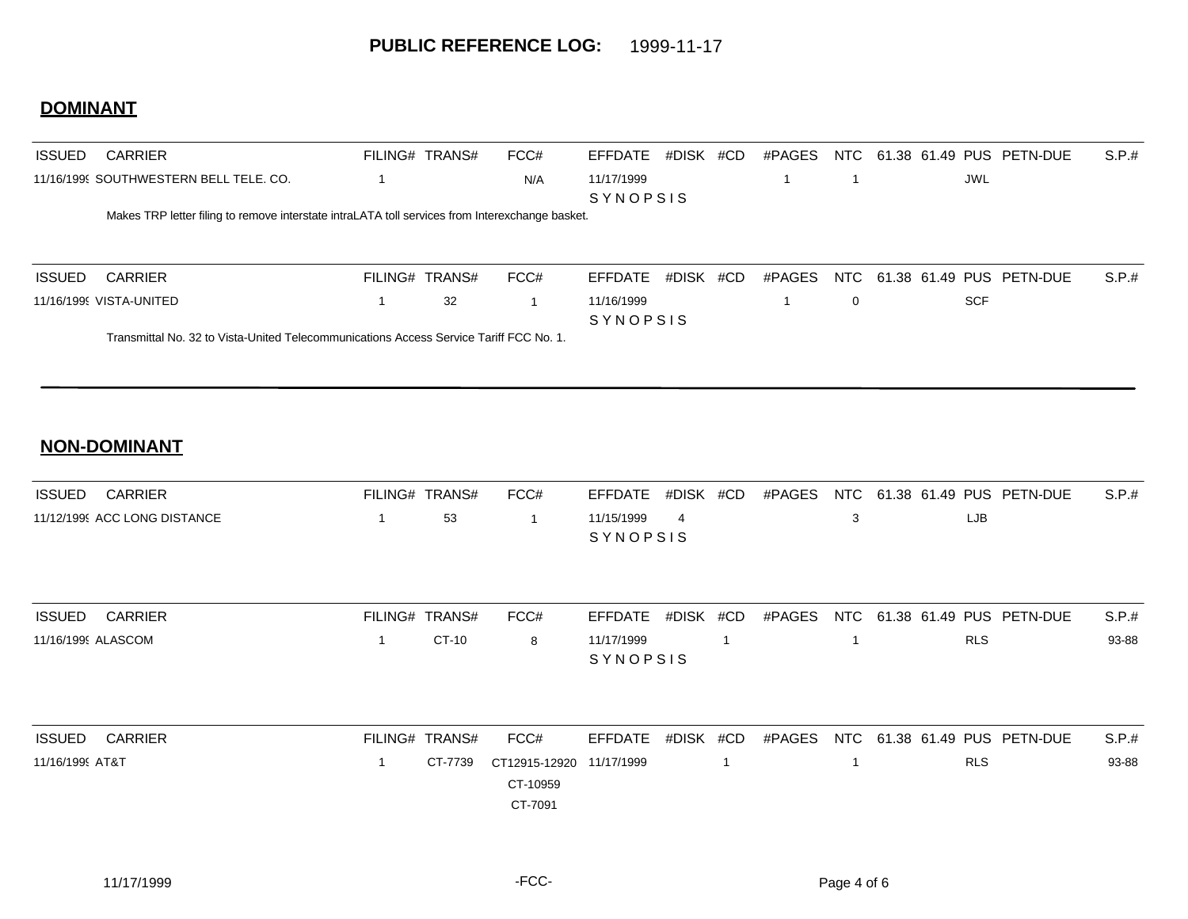**PUBLIC REFERENCE LOG:** 1999-11-17

## DOMINANT

| ISSUED | CARRIER | FILING# | TRANS# | FCC# | EFFDATE | #DISK | #CD | #PAGES | NTC | 61.38 | 61.49 | PUS | PETN-DUE | S.P.# |
|---|---|---|---|---|---|---|---|---|---|---|---|---|---|---|
| 11/16/1999 | SOUTHWESTERN BELL TELE. CO. | 1 | | N/A | 11/17/1999 | | | 1 | 1 | | | JWL | | |

SYNOPSIS

Makes TRP letter filing to remove interstate intraLATA toll services from Interexchange basket.

| ISSUED | CARRIER | FILING# | TRANS# | FCC# | EFFDATE | #DISK | #CD | #PAGES | NTC | 61.38 | 61.49 | PUS | PETN-DUE | S.P.# |
|---|---|---|---|---|---|---|---|---|---|---|---|---|---|---|
| 11/16/1999 | VISTA-UNITED | 1 | 32 | 1 | 11/16/1999 | | | 1 | 0 | | | SCF | | |

SYNOPSIS

Transmittal No. 32 to Vista-United Telecommunications Access Service Tariff FCC No. 1.

## NON-DOMINANT

| ISSUED | CARRIER | FILING# | TRANS# | FCC# | EFFDATE | #DISK | #CD | #PAGES | NTC | 61.38 | 61.49 | PUS | PETN-DUE | S.P.# |
|---|---|---|---|---|---|---|---|---|---|---|---|---|---|---|
| 11/12/1999 | ACC LONG DISTANCE | 1 | 53 | 1 | 11/15/1999 | 4 | | | 3 | | | LJB | | |

SYNOPSIS

| ISSUED | CARRIER | FILING# | TRANS# | FCC# | EFFDATE | #DISK | #CD | #PAGES | NTC | 61.38 | 61.49 | PUS | PETN-DUE | S.P.# |
|---|---|---|---|---|---|---|---|---|---|---|---|---|---|---|
| 11/16/1999 | ALASCOM | 1 | CT-10 | 8 | 11/17/1999 | | 1 | | 1 | | | RLS | | 93-88 |

SYNOPSIS

| ISSUED | CARRIER | FILING# | TRANS# | FCC# | EFFDATE | #DISK | #CD | #PAGES | NTC | 61.38 | 61.49 | PUS | PETN-DUE | S.P.# |
|---|---|---|---|---|---|---|---|---|---|---|---|---|---|---|
| 11/16/1999 | AT&T | 1 | CT-7739 | CT12915-12920<br>CT-10959<br>CT-7091 | 11/17/1999 | | 1 | | 1 | | | RLS | | 93-88 |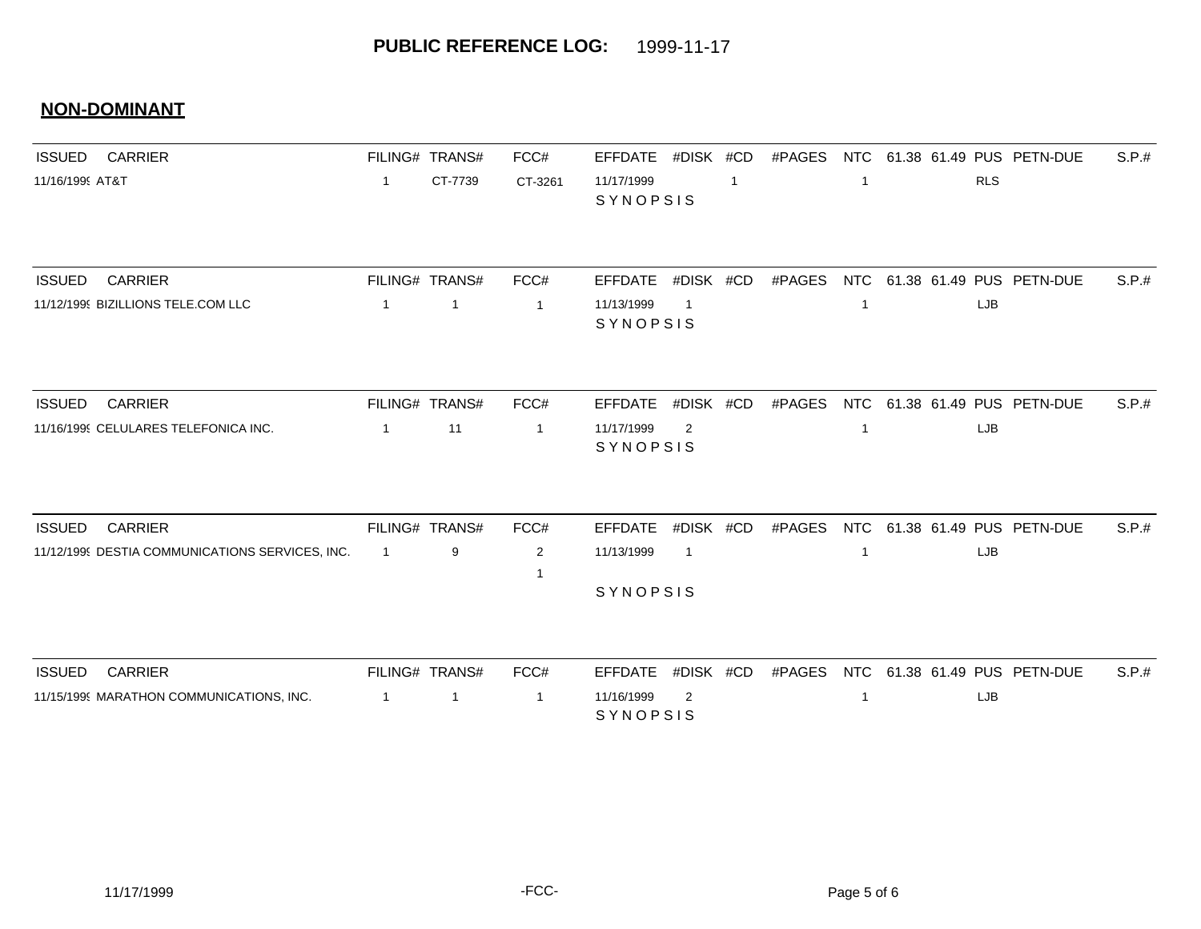**PUBLIC REFERENCE LOG:** 1999-11-17

## NON-DOMINANT

| ISSUED | CARRIER | FILING# | TRANS# | FCC# | EFFDATE | #DISK | #CD | #PAGES | NTC | 61.38 | 61.49 | PUS | PETN-DUE | S.P.# |
|---|---|---|---|---|---|---|---|---|---|---|---|---|---|---|
| 11/16/1999 | AT&T | 1 | CT-7739 | CT-3261 | 11/17/1999 | | 1 | | 1 | | | RLS | | |
| | | | | | SYNOPSIS | | | | | | | | | |

| ISSUED | CARRIER | FILING# | TRANS# | FCC# | EFFDATE | #DISK | #CD | #PAGES | NTC | 61.38 | 61.49 | PUS | PETN-DUE | S.P.# |
|---|---|---|---|---|---|---|---|---|---|---|---|---|---|---|
| 11/12/1999 | BIZILLIONS TELE.COM LLC | 1 | 1 | 1 | 11/13/1999 | 1 | | | 1 | | | LJB | | |
| | | | | | SYNOPSIS | | | | | | | | | |

| ISSUED | CARRIER | FILING# | TRANS# | FCC# | EFFDATE | #DISK | #CD | #PAGES | NTC | 61.38 | 61.49 | PUS | PETN-DUE | S.P.# |
|---|---|---|---|---|---|---|---|---|---|---|---|---|---|---|
| 11/16/1999 | CELULARES TELEFONICA INC. | 1 | 11 | 1 | 11/17/1999 | 2 | | | 1 | | | LJB | | |
| | | | | | SYNOPSIS | | | | | | | | | |

| ISSUED | CARRIER | FILING# | TRANS# | FCC# | EFFDATE | #DISK | #CD | #PAGES | NTC | 61.38 | 61.49 | PUS | PETN-DUE | S.P.# |
|---|---|---|---|---|---|---|---|---|---|---|---|---|---|---|
| 11/12/1999 | DESTIA COMMUNICATIONS SERVICES, INC. | 1 | 9 | 2 | 11/13/1999 | 1 | | | 1 | | | LJB | | |
| | | | | 1 | | | | | | | | | | |
| | | | | | SYNOPSIS | | | | | | | | | |

| ISSUED | CARRIER | FILING# | TRANS# | FCC# | EFFDATE | #DISK | #CD | #PAGES | NTC | 61.38 | 61.49 | PUS | PETN-DUE | S.P.# |
|---|---|---|---|---|---|---|---|---|---|---|---|---|---|---|
| 11/15/1999 | MARATHON COMMUNICATIONS, INC. | 1 | 1 | 1 | 11/16/1999 | 2 | | | 1 | | | LJB | | |
| | | | | | SYNOPSIS | | | | | | | | | |

11/17/1999 -FCC-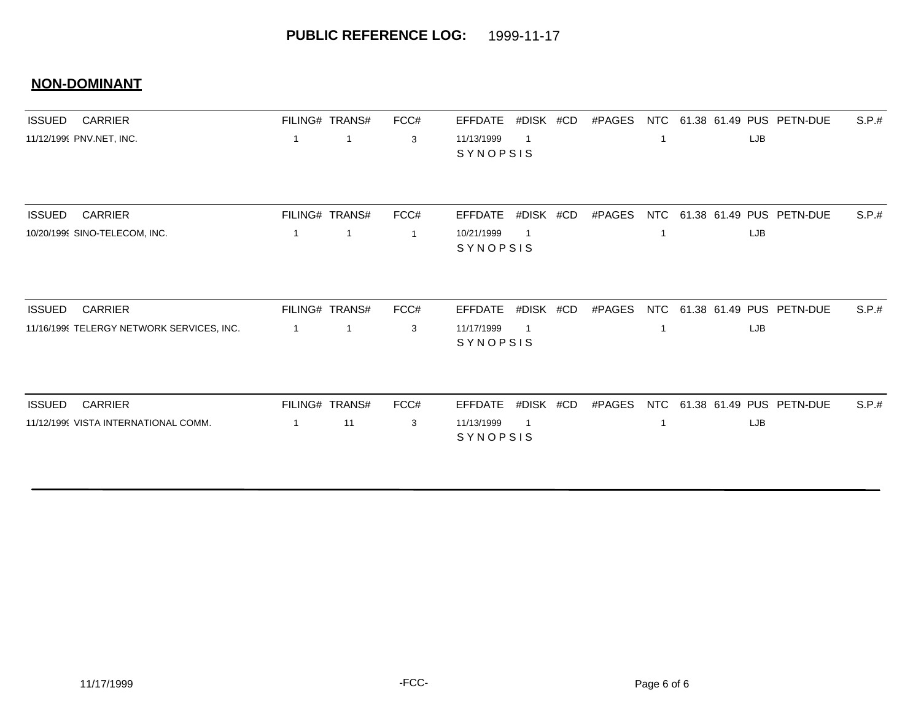**PUBLIC REFERENCE LOG:** 1999-11-17

## NON-DOMINANT

| ISSUED | CARRIER | FILING# | TRANS# | FCC# | EFFDATE | #DISK | #CD | #PAGES | NTC | 61.38 | 61.49 | PUS | PETN-DUE | S.P.# |
|---|---|---|---|---|---|---|---|---|---|---|---|---|---|---|
| 11/12/1999 | PNV.NET, INC. | 1 | 1 | 3 | 11/13/1999 | 1 | | | 1 | | | LJB | | |
| | | | | | SYNOPSIS | | | | | | | | | |

| ISSUED | CARRIER | FILING# | TRANS# | FCC# | EFFDATE | #DISK | #CD | #PAGES | NTC | 61.38 | 61.49 | PUS | PETN-DUE | S.P.# |
|---|---|---|---|---|---|---|---|---|---|---|---|---|---|---|
| 10/20/1999 | SINO-TELECOM, INC. | 1 | 1 | 1 | 10/21/1999 | 1 | | | 1 | | | LJB | | |
| | | | | | SYNOPSIS | | | | | | | | | |

| ISSUED | CARRIER | FILING# | TRANS# | FCC# | EFFDATE | #DISK | #CD | #PAGES | NTC | 61.38 | 61.49 | PUS | PETN-DUE | S.P.# |
|---|---|---|---|---|---|---|---|---|---|---|---|---|---|---|
| 11/16/1999 | TELERGY NETWORK SERVICES, INC. | 1 | 1 | 3 | 11/17/1999 | 1 | | | 1 | | | LJB | | |
| | | | | | SYNOPSIS | | | | | | | | | |

| ISSUED | CARRIER | FILING# | TRANS# | FCC# | EFFDATE | #DISK | #CD | #PAGES | NTC | 61.38 | 61.49 | PUS | PETN-DUE | S.P.# |
|---|---|---|---|---|---|---|---|---|---|---|---|---|---|---|
| 11/12/1999 | VISTA INTERNATIONAL COMM. | 1 | 11 | 3 | 11/13/1999 | 1 | | | 1 | | | LJB | | |
| | | | | | SYNOPSIS | | | | | | | | | |